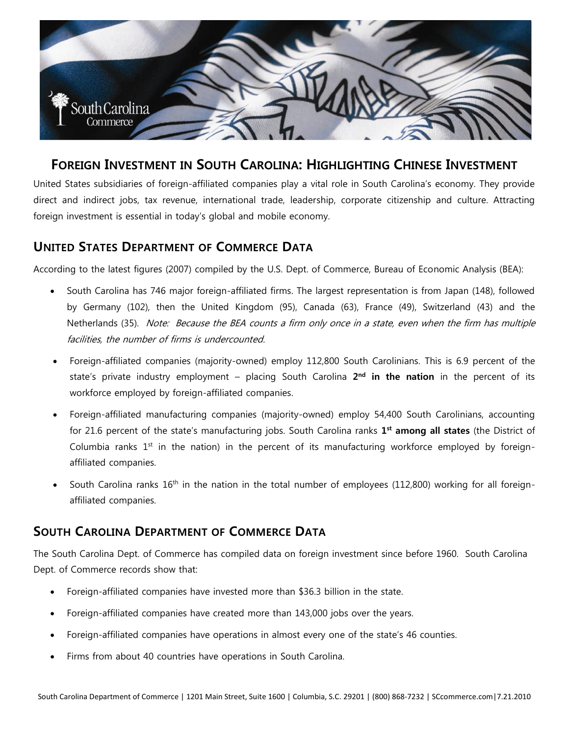# FOREIGN INVESTMENT IN SOUTH CAROLINA: HIGHLIGHTING CHINESE INVESTMENT

United States subsidiaries of foreign-affiliated companies play a vital role in South Carolina's economy. They provide direct and indirect jobs, tax revenue, international trade, leadership, corporate citizenship and culture. Attracting foreign investment is essential in today's global and mobile economy.

## UNITED STATES DEPARTMENT OF COMMERCE DATA

According to the latest figures (2007) compiled by the U.S. Dept. of Commerce, Bureau of Economic Analysis (BEA):

- South Carolina has 746 major foreign-affiliated firms. The largest representation is from Japan (148), followed by Germany (102), then the United Kingdom (95), Canada (63), France (49), Switzerland (43) and the Netherlands (35). *Note: Because the BEA counts a firm only once in a state, even when the firm has multiple facilities, the number of firms is undercounted.*
- Foreign-affiliated companies (majority-owned) employ 112,800 South Carolinians. This is 6.9 percent of the state's private industry employment – placing South Carolina **2nd in the nation** in the percent of its workforce employed by foreign-affiliated companies.
- Foreign-affiliated manufacturing companies (majority-owned) employ 54,400 South Carolinians, accounting for 21.6 percent of the state's manufacturing jobs. South Carolina ranks **1st among all states** (the District of Columbia ranks 1st in the nation) in the percent of its manufacturing workforce employed by foreign-affiliated companies.
- South Carolina ranks 16th in the nation in the total number of employees (112,800) working for all foreign-affiliated companies.

## SOUTH CAROLINA DEPARTMENT OF COMMERCE DATA

The South Carolina Dept. of Commerce has compiled data on foreign investment since before 1960. South Carolina Dept. of Commerce records show that:

- Foreign-affiliated companies have invested more than $36.3 billion in the state.
- Foreign-affiliated companies have created more than 143,000 jobs over the years.
- Foreign-affiliated companies have operations in almost every one of the state's 46 counties.
- Firms from about 40 countries have operations in South Carolina.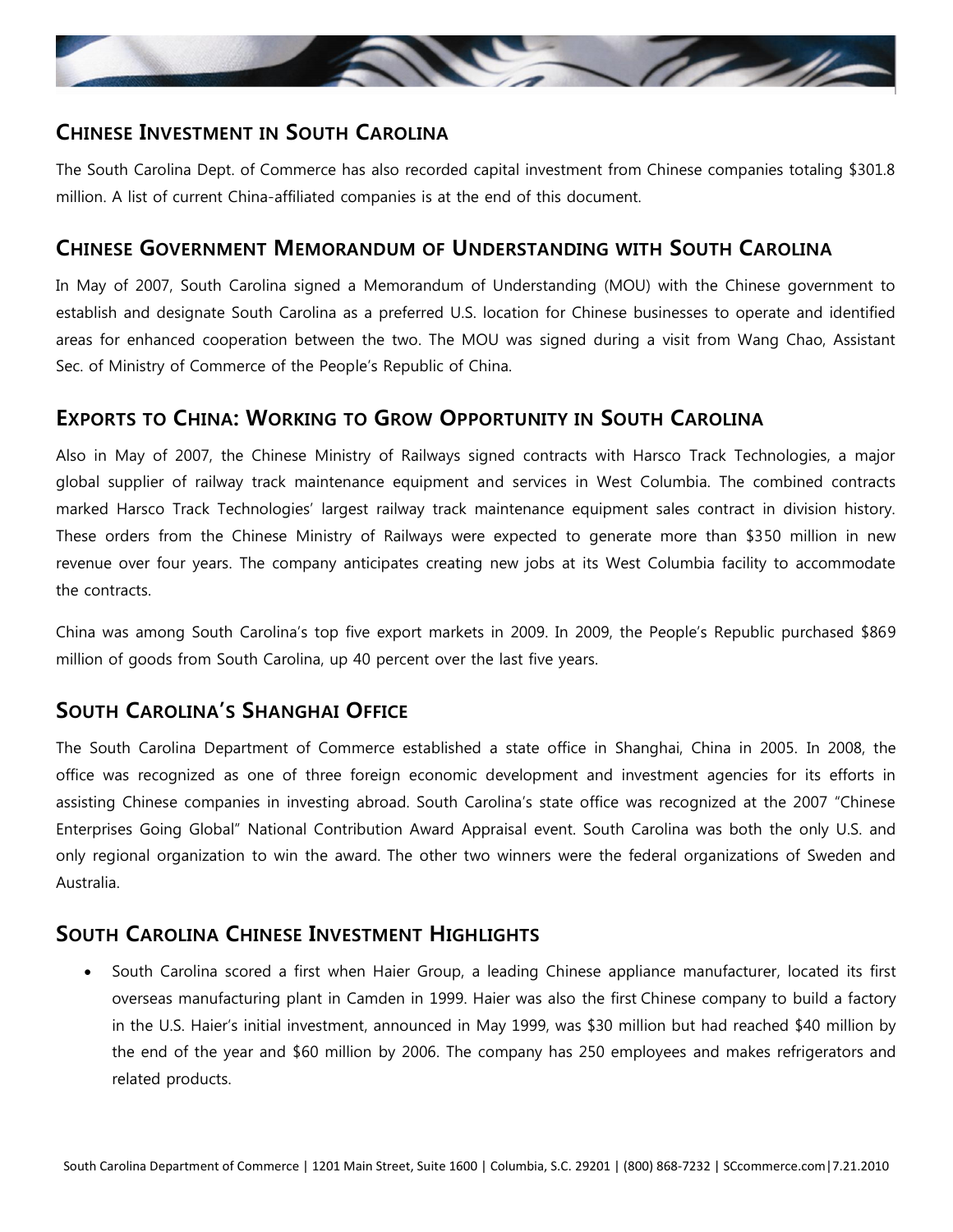## Chinese Investment in South Carolina

The South Carolina Dept. of Commerce has also recorded capital investment from Chinese companies totaling $301.8 million. A list of current China-affiliated companies is at the end of this document.

## Chinese Government Memorandum of Understanding with South Carolina

In May of 2007, South Carolina signed a Memorandum of Understanding (MOU) with the Chinese government to establish and designate South Carolina as a preferred U.S. location for Chinese businesses to operate and identified areas for enhanced cooperation between the two. The MOU was signed during a visit from Wang Chao, Assistant Sec. of Ministry of Commerce of the People's Republic of China.

## Exports to China: Working to Grow Opportunity in South Carolina

Also in May of 2007, the Chinese Ministry of Railways signed contracts with Harsco Track Technologies, a major global supplier of railway track maintenance equipment and services in West Columbia. The combined contracts marked Harsco Track Technologies' largest railway track maintenance equipment sales contract in division history. These orders from the Chinese Ministry of Railways were expected to generate more than $350 million in new revenue over four years. The company anticipates creating new jobs at its West Columbia facility to accommodate the contracts.

China was among South Carolina's top five export markets in 2009. In 2009, the People's Republic purchased $869 million of goods from South Carolina, up 40 percent over the last five years.

## South Carolina's Shanghai Office

The South Carolina Department of Commerce established a state office in Shanghai, China in 2005. In 2008, the office was recognized as one of three foreign economic development and investment agencies for its efforts in assisting Chinese companies in investing abroad. South Carolina's state office was recognized at the 2007 "Chinese Enterprises Going Global" National Contribution Award Appraisal event. South Carolina was both the only U.S. and only regional organization to win the award. The other two winners were the federal organizations of Sweden and Australia.

## South Carolina Chinese Investment Highlights

- South Carolina scored a first when Haier Group, a leading Chinese appliance manufacturer, located its first overseas manufacturing plant in Camden in 1999. Haier was also the first Chinese company to build a factory in the U.S. Haier's initial investment, announced in May 1999, was $30 million but had reached $40 million by the end of the year and $60 million by 2006. The company has 250 employees and makes refrigerators and related products.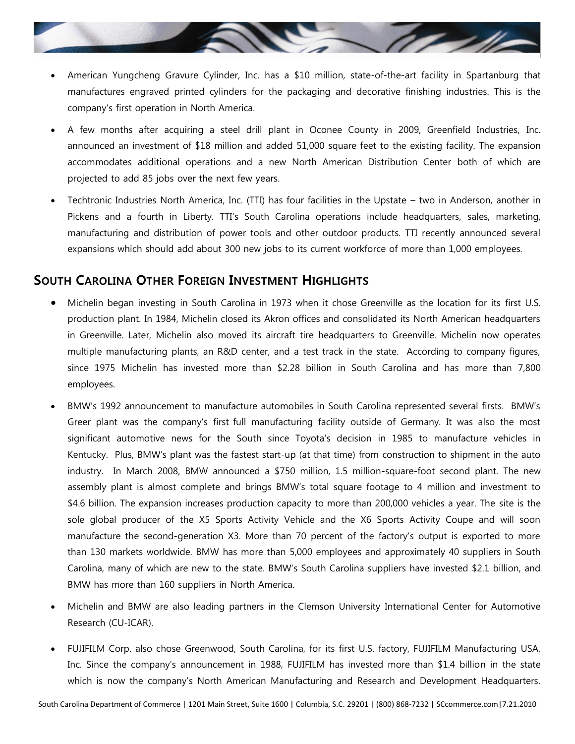- American Yungcheng Gravure Cylinder, Inc. has a $10 million, state-of-the-art facility in Spartanburg that manufactures engraved printed cylinders for the packaging and decorative finishing industries. This is the company's first operation in North America.
- A few months after acquiring a steel drill plant in Oconee County in 2009, Greenfield Industries, Inc. announced an investment of $18 million and added 51,000 square feet to the existing facility. The expansion accommodates additional operations and a new North American Distribution Center both of which are projected to add 85 jobs over the next few years.
- Techtronic Industries North America, Inc. (TTI) has four facilities in the Upstate – two in Anderson, another in Pickens and a fourth in Liberty. TTI's South Carolina operations include headquarters, sales, marketing, manufacturing and distribution of power tools and other outdoor products. TTI recently announced several expansions which should add about 300 new jobs to its current workforce of more than 1,000 employees.

## South Carolina Other Foreign Investment Highlights

- Michelin began investing in South Carolina in 1973 when it chose Greenville as the location for its first U.S. production plant. In 1984, Michelin closed its Akron offices and consolidated its North American headquarters in Greenville. Later, Michelin also moved its aircraft tire headquarters to Greenville. Michelin now operates multiple manufacturing plants, an R&D center, and a test track in the state. According to company figures, since 1975 Michelin has invested more than $2.28 billion in South Carolina and has more than 7,800 employees.
- BMW's 1992 announcement to manufacture automobiles in South Carolina represented several firsts. BMW's Greer plant was the company's first full manufacturing facility outside of Germany. It was also the most significant automotive news for the South since Toyota's decision in 1985 to manufacture vehicles in Kentucky. Plus, BMW's plant was the fastest start-up (at that time) from construction to shipment in the auto industry. In March 2008, BMW announced a $750 million, 1.5 million-square-foot second plant. The new assembly plant is almost complete and brings BMW's total square footage to 4 million and investment to $4.6 billion. The expansion increases production capacity to more than 200,000 vehicles a year. The site is the sole global producer of the X5 Sports Activity Vehicle and the X6 Sports Activity Coupe and will soon manufacture the second-generation X3. More than 70 percent of the factory's output is exported to more than 130 markets worldwide. BMW has more than 5,000 employees and approximately 40 suppliers in South Carolina, many of which are new to the state. BMW's South Carolina suppliers have invested $2.1 billion, and BMW has more than 160 suppliers in North America.
- Michelin and BMW are also leading partners in the Clemson University International Center for Automotive Research (CU-ICAR).
- FUJIFILM Corp. also chose Greenwood, South Carolina, for its first U.S. factory, FUJIFILM Manufacturing USA, Inc. Since the company's announcement in 1988, FUJIFILM has invested more than $1.4 billion in the state which is now the company's North American Manufacturing and Research and Development Headquarters.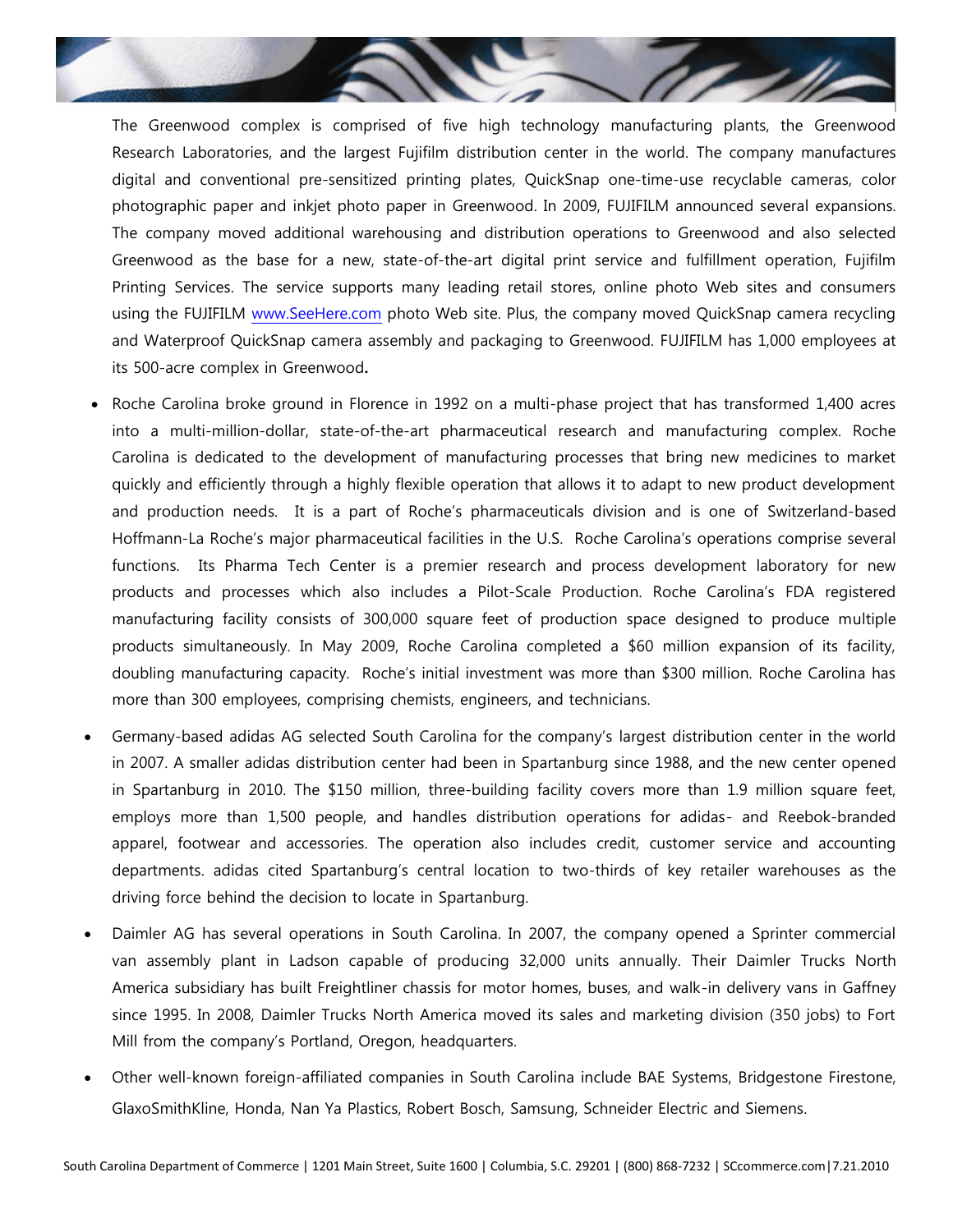The Greenwood complex is comprised of five high technology manufacturing plants, the Greenwood Research Laboratories, and the largest Fujifilm distribution center in the world. The company manufactures digital and conventional pre-sensitized printing plates, QuickSnap one-time-use recyclable cameras, color photographic paper and inkjet photo paper in Greenwood. In 2009, FUJIFILM announced several expansions. The company moved additional warehousing and distribution operations to Greenwood and also selected Greenwood as the base for a new, state-of-the-art digital print service and fulfillment operation, Fujifilm Printing Services. The service supports many leading retail stores, online photo Web sites and consumers using the FUJIFILM [www.SeeHere.com](www.SeeHere.com) photo Web site. Plus, the company moved QuickSnap camera recycling and Waterproof QuickSnap camera assembly and packaging to Greenwood. FUJIFILM has 1,000 employees at its 500-acre complex in Greenwood**.**

- Roche Carolina broke ground in Florence in 1992 on a multi-phase project that has transformed 1,400 acres into a multi-million-dollar, state-of-the-art pharmaceutical research and manufacturing complex. Roche Carolina is dedicated to the development of manufacturing processes that bring new medicines to market quickly and efficiently through a highly flexible operation that allows it to adapt to new product development and production needs. It is a part of Roche's pharmaceuticals division and is one of Switzerland-based Hoffmann-La Roche's major pharmaceutical facilities in the U.S. Roche Carolina's operations comprise several functions. Its Pharma Tech Center is a premier research and process development laboratory for new products and processes which also includes a Pilot-Scale Production. Roche Carolina's FDA registered manufacturing facility consists of 300,000 square feet of production space designed to produce multiple products simultaneously. In May 2009, Roche Carolina completed a $60 million expansion of its facility, doubling manufacturing capacity. Roche's initial investment was more than $300 million. Roche Carolina has more than 300 employees, comprising chemists, engineers, and technicians.

- Germany-based adidas AG selected South Carolina for the company's largest distribution center in the world in 2007. A smaller adidas distribution center had been in Spartanburg since 1988, and the new center opened in Spartanburg in 2010. The $150 million, three-building facility covers more than 1.9 million square feet, employs more than 1,500 people, and handles distribution operations for adidas- and Reebok-branded apparel, footwear and accessories. The operation also includes credit, customer service and accounting departments. adidas cited Spartanburg's central location to two-thirds of key retailer warehouses as the driving force behind the decision to locate in Spartanburg.

- Daimler AG has several operations in South Carolina. In 2007, the company opened a Sprinter commercial van assembly plant in Ladson capable of producing 32,000 units annually. Their Daimler Trucks North America subsidiary has built Freightliner chassis for motor homes, buses, and walk-in delivery vans in Gaffney since 1995. In 2008, Daimler Trucks North America moved its sales and marketing division (350 jobs) to Fort Mill from the company's Portland, Oregon, headquarters.

- Other well-known foreign-affiliated companies in South Carolina include BAE Systems, Bridgestone Firestone, GlaxoSmithKline, Honda, Nan Ya Plastics, Robert Bosch, Samsung, Schneider Electric and Siemens.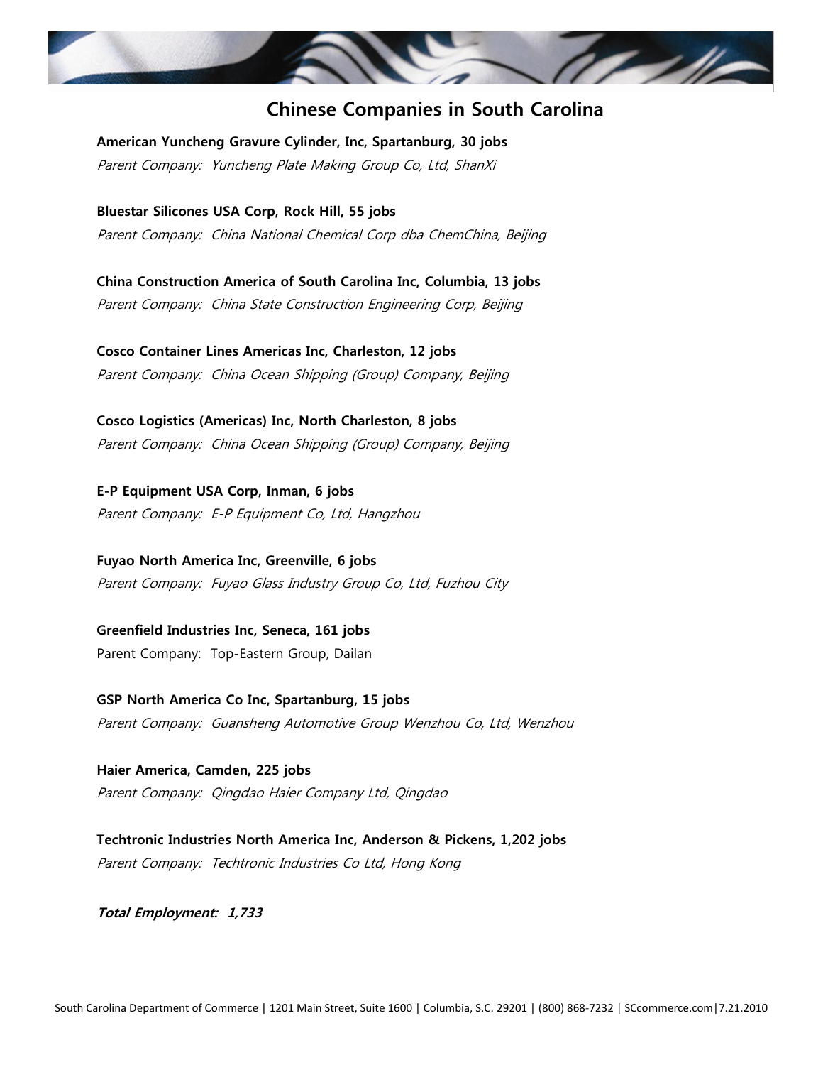# Chinese Companies in South Carolina

**American Yuncheng Gravure Cylinder, Inc, Spartanburg, 30 jobs**
*Parent Company: Yuncheng Plate Making Group Co, Ltd, ShanXi*

**Bluestar Silicones USA Corp, Rock Hill, 55 jobs**
*Parent Company: China National Chemical Corp dba ChemChina, Beijing*

**China Construction America of South Carolina Inc, Columbia, 13 jobs**
*Parent Company: China State Construction Engineering Corp, Beijing*

**Cosco Container Lines Americas Inc, Charleston, 12 jobs**
*Parent Company: China Ocean Shipping (Group) Company, Beijing*

**Cosco Logistics (Americas) Inc, North Charleston, 8 jobs**
*Parent Company: China Ocean Shipping (Group) Company, Beijing*

**E-P Equipment USA Corp, Inman, 6 jobs**
*Parent Company: E-P Equipment Co, Ltd, Hangzhou*

**Fuyao North America Inc, Greenville, 6 jobs**
*Parent Company: Fuyao Glass Industry Group Co, Ltd, Fuzhou City*

**Greenfield Industries Inc, Seneca, 161 jobs**
Parent Company: Top-Eastern Group, Dailan

**GSP North America Co Inc, Spartanburg, 15 jobs**
*Parent Company: Guansheng Automotive Group Wenzhou Co, Ltd, Wenzhou*

**Haier America, Camden, 225 jobs**
*Parent Company: Qingdao Haier Company Ltd, Qingdao*

**Techtronic Industries North America Inc, Anderson & Pickens, 1,202 jobs**
*Parent Company: Techtronic Industries Co Ltd, Hong Kong*

***Total Employment: 1,733***

South Carolina Department of Commerce | 1201 Main Street, Suite 1600 | Columbia, S.C. 29201 | (800) 868-7232 | SCcommerce.com|7.21.2010